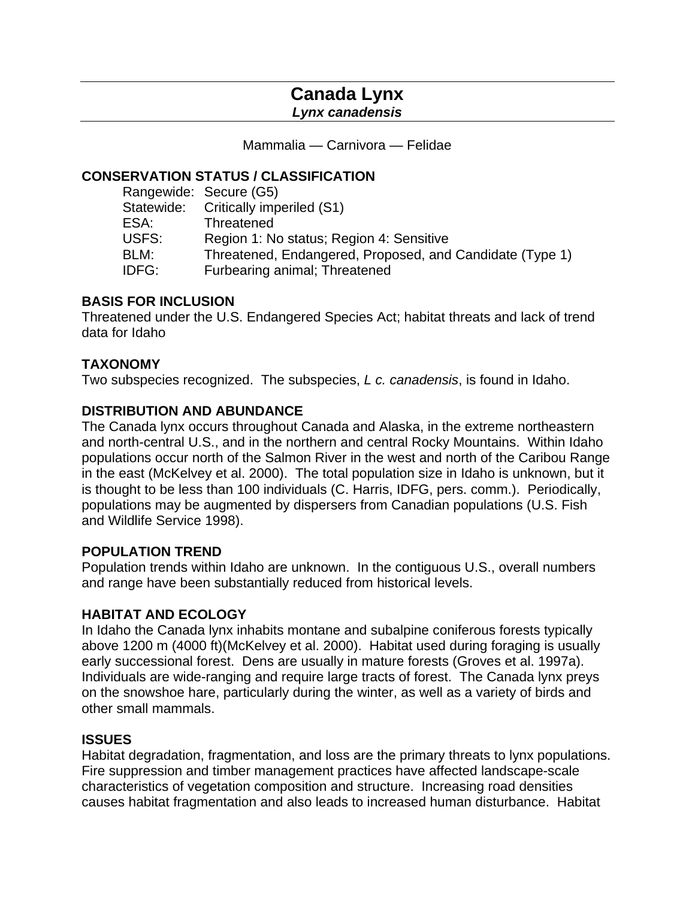# Canada Lynx

***Lynx canadensis***

Mammalia — Carnivora — Felidae

## CONSERVATION STATUS / CLASSIFICATION

| | |
|---|---|
| Rangewide: | Secure (G5) |
| Statewide: | Critically imperiled (S1) |
| ESA: | Threatened |
| USFS: | Region 1: No status; Region 4: Sensitive |
| BLM: | Threatened, Endangered, Proposed, and Candidate (Type 1) |
| IDFG: | Furbearing animal; Threatened |

## BASIS FOR INCLUSION

Threatened under the U.S. Endangered Species Act; habitat threats and lack of trend data for Idaho

## TAXONOMY

Two subspecies recognized. The subspecies, *L c. canadensis*, is found in Idaho.

## DISTRIBUTION AND ABUNDANCE

The Canada lynx occurs throughout Canada and Alaska, in the extreme northeastern and north-central U.S., and in the northern and central Rocky Mountains. Within Idaho populations occur north of the Salmon River in the west and north of the Caribou Range in the east (McKelvey et al. 2000). The total population size in Idaho is unknown, but it is thought to be less than 100 individuals (C. Harris, IDFG, pers. comm.). Periodically, populations may be augmented by dispersers from Canadian populations (U.S. Fish and Wildlife Service 1998).

## POPULATION TREND

Population trends within Idaho are unknown. In the contiguous U.S., overall numbers and range have been substantially reduced from historical levels.

## HABITAT AND ECOLOGY

In Idaho the Canada lynx inhabits montane and subalpine coniferous forests typically above 1200 m (4000 ft)(McKelvey et al. 2000). Habitat used during foraging is usually early successional forest. Dens are usually in mature forests (Groves et al. 1997a). Individuals are wide-ranging and require large tracts of forest. The Canada lynx preys on the snowshoe hare, particularly during the winter, as well as a variety of birds and other small mammals.

## ISSUES

Habitat degradation, fragmentation, and loss are the primary threats to lynx populations. Fire suppression and timber management practices have affected landscape-scale characteristics of vegetation composition and structure. Increasing road densities causes habitat fragmentation and also leads to increased human disturbance. Habitat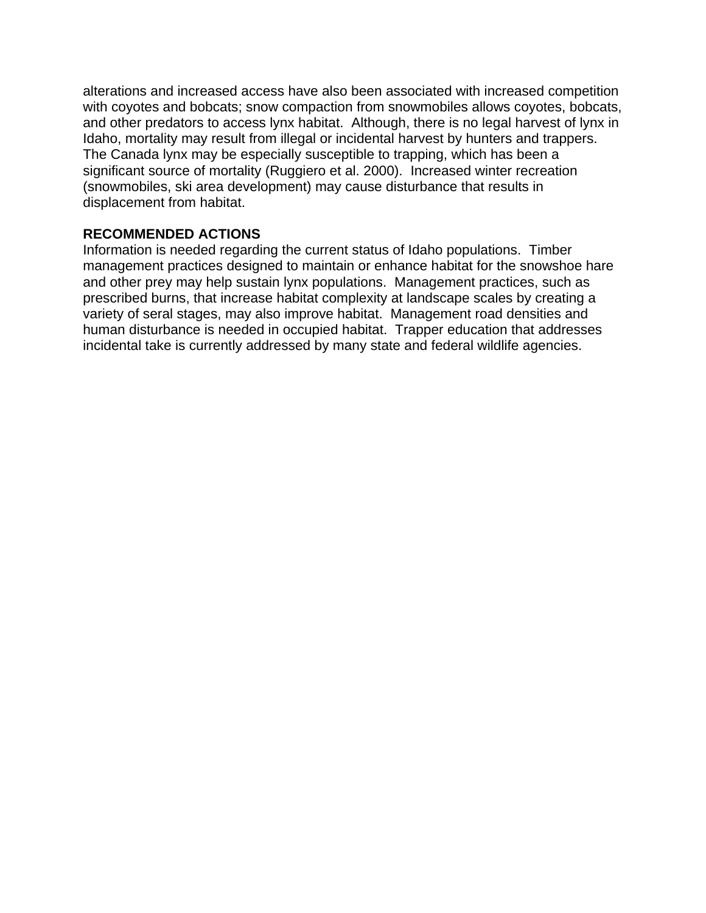alterations and increased access have also been associated with increased competition with coyotes and bobcats; snow compaction from snowmobiles allows coyotes, bobcats, and other predators to access lynx habitat. Although, there is no legal harvest of lynx in Idaho, mortality may result from illegal or incidental harvest by hunters and trappers. The Canada lynx may be especially susceptible to trapping, which has been a significant source of mortality (Ruggiero et al. 2000). Increased winter recreation (snowmobiles, ski area development) may cause disturbance that results in displacement from habitat.

**RECOMMENDED ACTIONS**

Information is needed regarding the current status of Idaho populations. Timber management practices designed to maintain or enhance habitat for the snowshoe hare and other prey may help sustain lynx populations. Management practices, such as prescribed burns, that increase habitat complexity at landscape scales by creating a variety of seral stages, may also improve habitat. Management road densities and human disturbance is needed in occupied habitat. Trapper education that addresses incidental take is currently addressed by many state and federal wildlife agencies.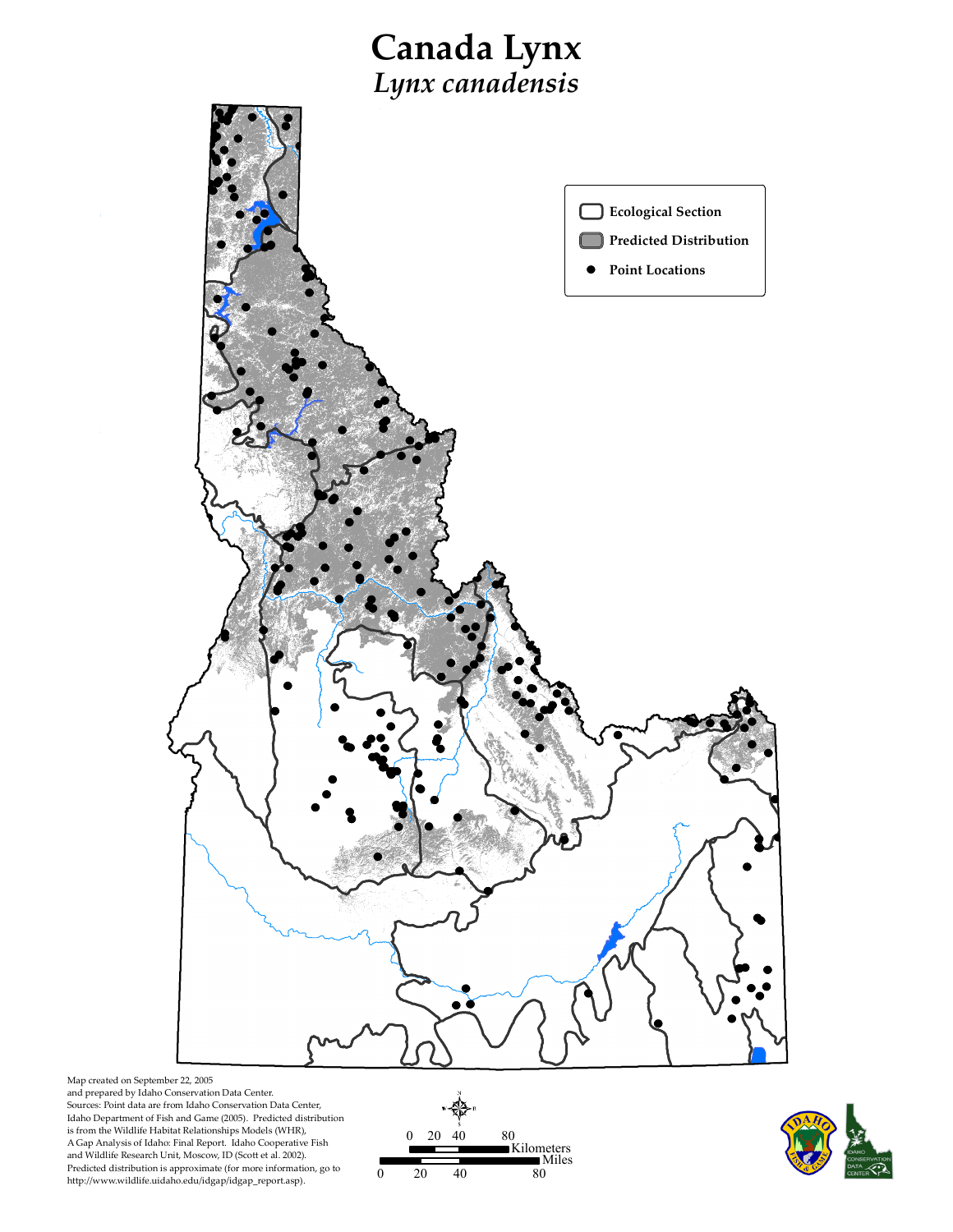# Canada Lynx

## *Lynx canadensis*

Ecological Section

Predicted Distribution

Point Locations

Map created on September 22, 2005
and prepared by Idaho Conservation Data Center.
Sources: Point data are from Idaho Conservation Data Center,
Idaho Department of Fish and Game (2005). Predicted distribution
is from the Wildlife Habitat Relationships Models (WHR),
A Gap Analysis of Idaho: Final Report. Idaho Cooperative Fish
and Wildlife Research Unit, Moscow, ID (Scott et al. 2002).
Predicted distribution is approximate (for more information, go to
http://www.wildlife.uidaho.edu/idgap/idgap_report.asp).

0 20 40 80
Kilometers

0 20 40 80
Miles